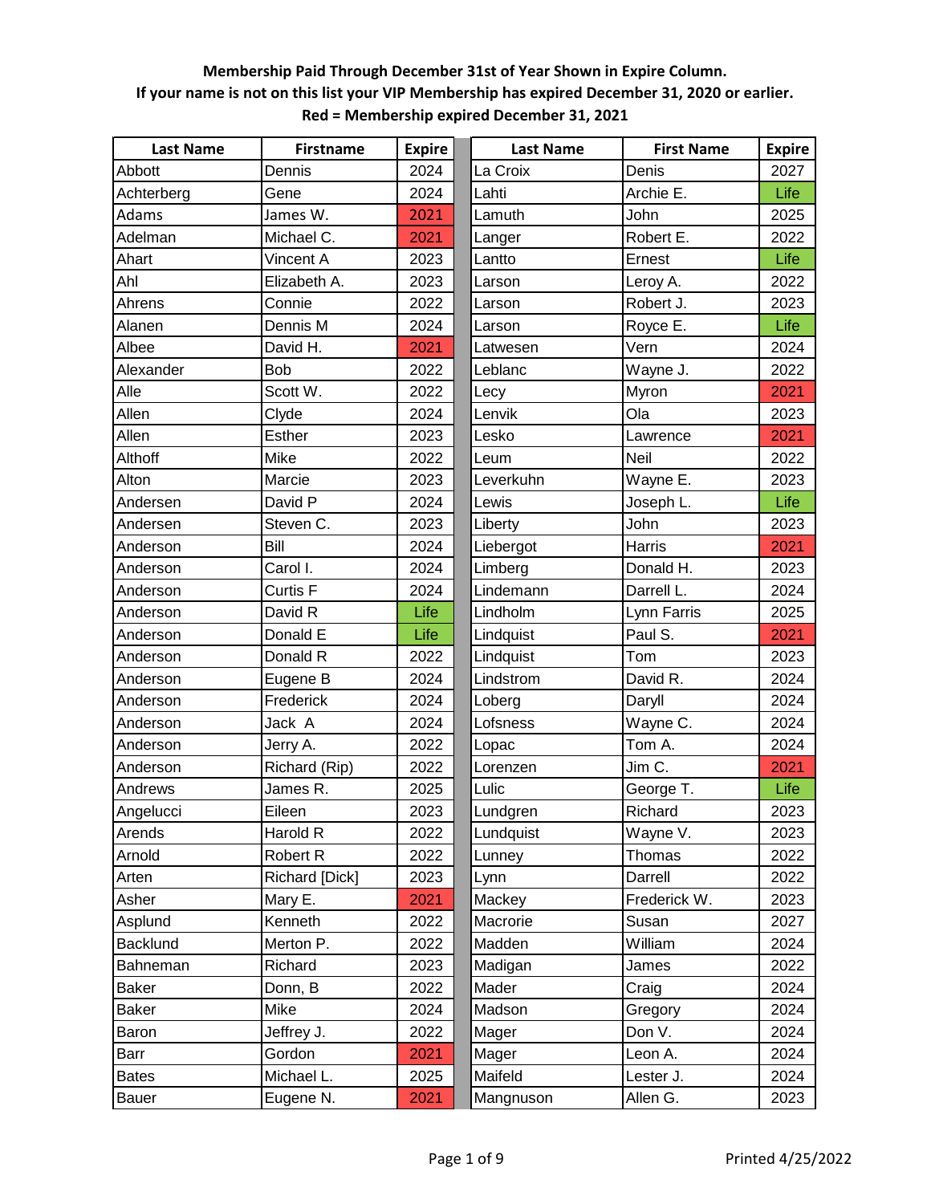**Membership Paid Through December 31st of Year Shown in Expire Column.**
**If your name is not on this list your VIP Membership has expired December 31, 2020 or earlier.**
**Red = Membership expired December 31, 2021**

| Last Name | Firstname | Expire |
|---|---|---|
| Abbott | Dennis | 2024 |
| Achterberg | Gene | 2024 |
| Adams | James W. | 2021 |
| Adelman | Michael C. | 2021 |
| Ahart | Vincent A | 2023 |
| Ahl | Elizabeth A. | 2023 |
| Ahrens | Connie | 2022 |
| Alanen | Dennis M | 2024 |
| Albee | David H. | 2021 |
| Alexander | Bob | 2022 |
| Alle | Scott W. | 2022 |
| Allen | Clyde | 2024 |
| Allen | Esther | 2023 |
| Althoff | Mike | 2022 |
| Alton | Marcie | 2023 |
| Andersen | David P | 2024 |
| Andersen | Steven C. | 2023 |
| Anderson | Bill | 2024 |
| Anderson | Carol I. | 2024 |
| Anderson | Curtis F | 2024 |
| Anderson | David R | Life |
| Anderson | Donald E | Life |
| Anderson | Donald R | 2022 |
| Anderson | Eugene B | 2024 |
| Anderson | Frederick | 2024 |
| Anderson | Jack A | 2024 |
| Anderson | Jerry A. | 2022 |
| Anderson | Richard (Rip) | 2022 |
| Andrews | James R. | 2025 |
| Angelucci | Eileen | 2023 |
| Arends | Harold R | 2022 |
| Arnold | Robert R | 2022 |
| Arten | Richard [Dick] | 2023 |
| Asher | Mary E. | 2021 |
| Asplund | Kenneth | 2022 |
| Backlund | Merton P. | 2022 |
| Bahneman | Richard | 2023 |
| Baker | Donn, B | 2022 |
| Baker | Mike | 2024 |
| Baron | Jeffrey J. | 2022 |
| Barr | Gordon | 2021 |
| Bates | Michael L. | 2025 |
| Bauer | Eugene N. | 2021 |

| Last Name | First Name | Expire |
|---|---|---|
| La Croix | Denis | 2027 |
| Lahti | Archie E. | Life |
| Lamuth | John | 2025 |
| Langer | Robert E. | 2022 |
| Lantto | Ernest | Life |
| Larson | Leroy A. | 2022 |
| Larson | Robert J. | 2023 |
| Larson | Royce E. | Life |
| Latwesen | Vern | 2024 |
| Leblanc | Wayne J. | 2022 |
| Lecy | Myron | 2021 |
| Lenvik | Ola | 2023 |
| Lesko | Lawrence | 2021 |
| Leum | Neil | 2022 |
| Leverkuhn | Wayne E. | 2023 |
| Lewis | Joseph L. | Life |
| Liberty | John | 2023 |
| Liebergot | Harris | 2021 |
| Limberg | Donald H. | 2023 |
| Lindemann | Darrell L. | 2024 |
| Lindholm | Lynn Farris | 2025 |
| Lindquist | Paul S. | 2021 |
| Lindquist | Tom | 2023 |
| Lindstrom | David R. | 2024 |
| Loberg | Daryll | 2024 |
| Lofsness | Wayne C. | 2024 |
| Lopac | Tom A. | 2024 |
| Lorenzen | Jim C. | 2021 |
| Lulic | George T. | Life |
| Lundgren | Richard | 2023 |
| Lundquist | Wayne V. | 2023 |
| Lunney | Thomas | 2022 |
| Lynn | Darrell | 2022 |
| Mackey | Frederick W. | 2023 |
| Macrorie | Susan | 2027 |
| Madden | William | 2024 |
| Madigan | James | 2022 |
| Mader | Craig | 2024 |
| Madson | Gregory | 2024 |
| Mager | Don V. | 2024 |
| Mager | Leon A. | 2024 |
| Maifeld | Lester J. | 2024 |
| Mangnuson | Allen G. | 2023 |

Printed 4/25/2022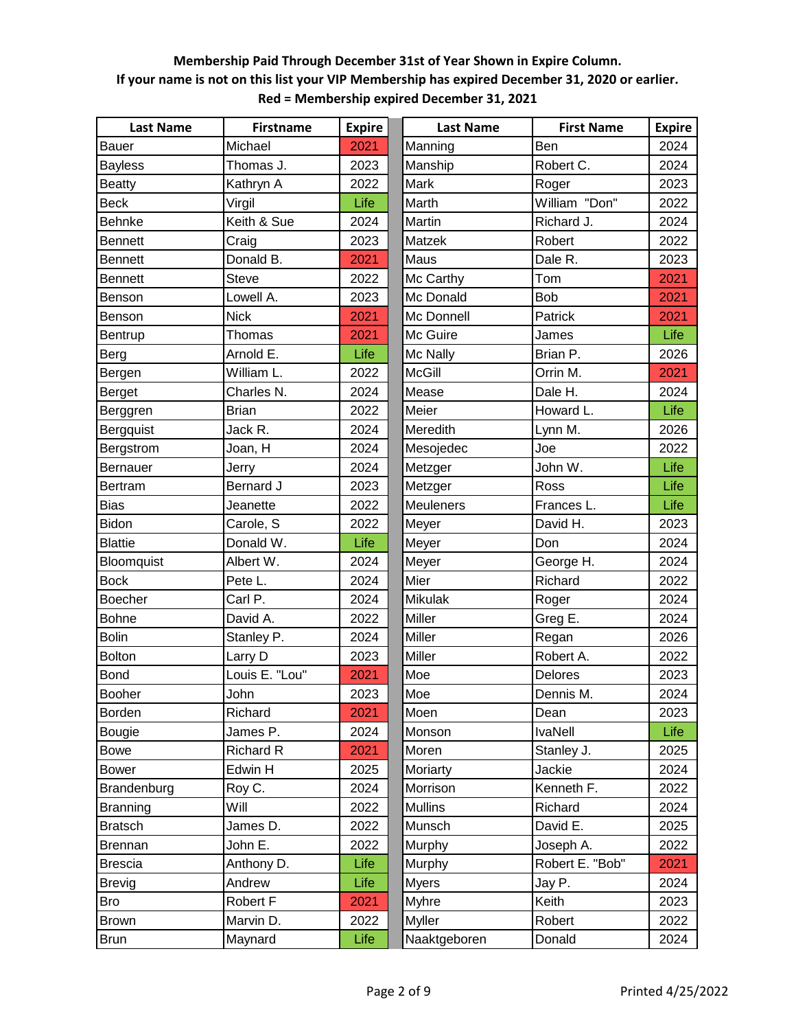**Membership Paid Through December 31st of Year Shown in Expire Column.**

**If your name is not on this list your VIP Membership has expired December 31, 2020 or earlier.**

**Red = Membership expired December 31, 2021**

| Last Name | Firstname | Expire | Last Name | First Name | Expire |
|---|---|---|---|---|---|
| Bauer | Michael | 2021 | Manning | Ben | 2024 |
| Bayless | Thomas J. | 2023 | Manship | Robert C. | 2024 |
| Beatty | Kathryn A | 2022 | Mark | Roger | 2023 |
| Beck | Virgil | Life | Marth | William "Don" | 2022 |
| Behnke | Keith & Sue | 2024 | Martin | Richard J. | 2024 |
| Bennett | Craig | 2023 | Matzek | Robert | 2022 |
| Bennett | Donald B. | 2021 | Maus | Dale R. | 2023 |
| Bennett | Steve | 2022 | Mc Carthy | Tom | 2021 |
| Benson | Lowell A. | 2023 | Mc Donald | Bob | 2021 |
| Benson | Nick | 2021 | Mc Donnell | Patrick | 2021 |
| Bentrup | Thomas | 2021 | Mc Guire | James | Life |
| Berg | Arnold E. | Life | Mc Nally | Brian P. | 2026 |
| Bergen | William L. | 2022 | McGill | Orrin M. | 2021 |
| Berget | Charles N. | 2024 | Mease | Dale H. | 2024 |
| Berggren | Brian | 2022 | Meier | Howard L. | Life |
| Bergquist | Jack R. | 2024 | Meredith | Lynn M. | 2026 |
| Bergstrom | Joan, H | 2024 | Mesojedec | Joe | 2022 |
| Bernauer | Jerry | 2024 | Metzger | John W. | Life |
| Bertram | Bernard J | 2023 | Metzger | Ross | Life |
| Bias | Jeanette | 2022 | Meuleners | Frances L. | Life |
| Bidon | Carole, S | 2022 | Meyer | David H. | 2023 |
| Blattie | Donald W. | Life | Meyer | Don | 2024 |
| Bloomquist | Albert W. | 2024 | Meyer | George H. | 2024 |
| Bock | Pete L. | 2024 | Mier | Richard | 2022 |
| Boecher | Carl P. | 2024 | Mikulak | Roger | 2024 |
| Bohne | David A. | 2022 | Miller | Greg E. | 2024 |
| Bolin | Stanley P. | 2024 | Miller | Regan | 2026 |
| Bolton | Larry D | 2023 | Miller | Robert A. | 2022 |
| Bond | Louis E. "Lou" | 2021 | Moe | Delores | 2023 |
| Booher | John | 2023 | Moe | Dennis M. | 2024 |
| Borden | Richard | 2021 | Moen | Dean | 2023 |
| Bougie | James P. | 2024 | Monson | IvaNell | Life |
| Bowe | Richard R | 2021 | Moren | Stanley J. | 2025 |
| Bower | Edwin H | 2025 | Moriarty | Jackie | 2024 |
| Brandenburg | Roy C. | 2024 | Morrison | Kenneth F. | 2022 |
| Branning | Will | 2022 | Mullins | Richard | 2024 |
| Bratsch | James D. | 2022 | Munsch | David E. | 2025 |
| Brennan | John E. | 2022 | Murphy | Joseph A. | 2022 |
| Brescia | Anthony D. | Life | Murphy | Robert E. "Bob" | 2021 |
| Brevig | Andrew | Life | Myers | Jay P. | 2024 |
| Bro | Robert F | 2021 | Myhre | Keith | 2023 |
| Brown | Marvin D. | 2022 | Myller | Robert | 2022 |
| Brun | Maynard | Life | Naaktgeboren | Donald | 2024 |

Printed 4/25/2022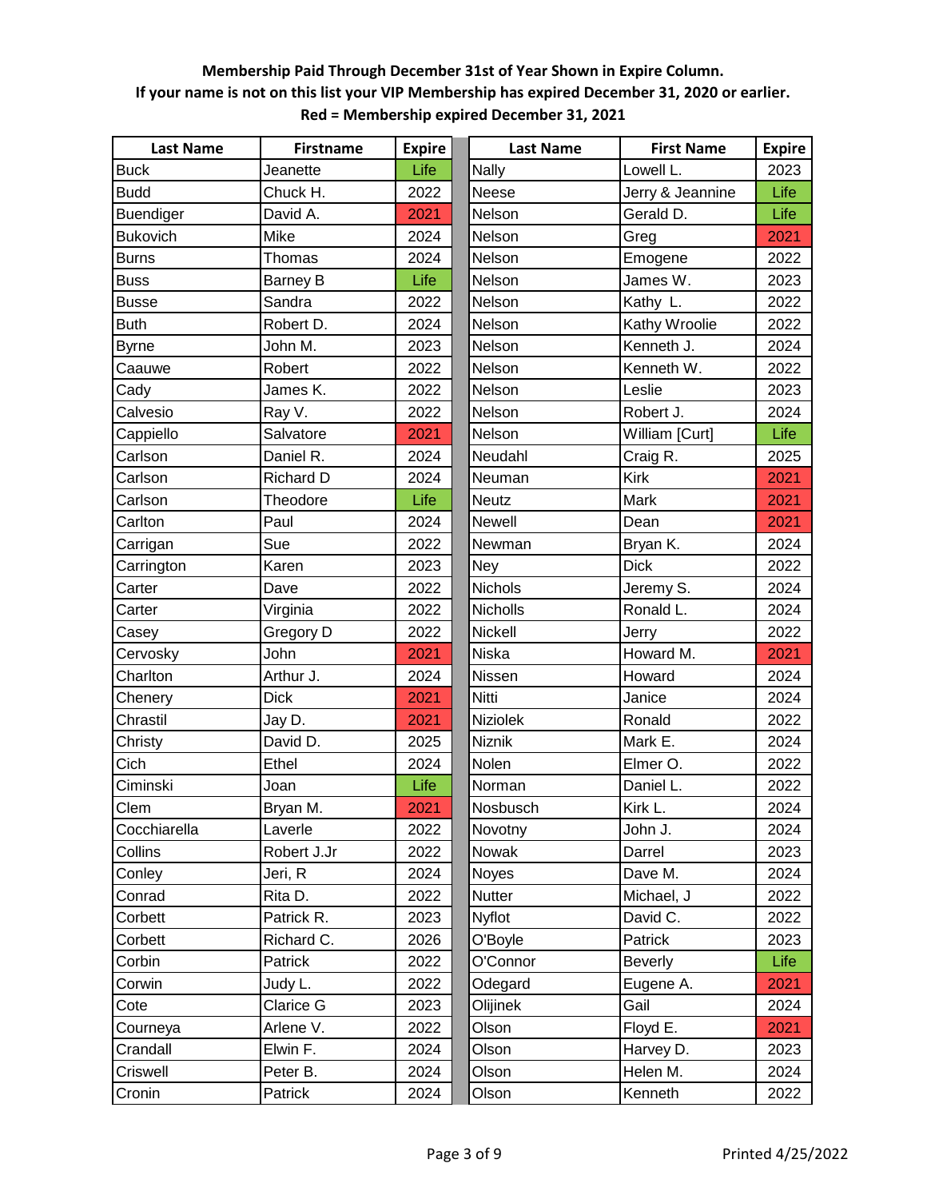**Membership Paid Through December 31st of Year Shown in Expire Column.**
**If your name is not on this list your VIP Membership has expired December 31, 2020 or earlier.**
**Red = Membership expired December 31, 2021**

| Last Name | Firstname | Expire |
|---|---|---|
| Buck | Jeanette | Life |
| Budd | Chuck H. | 2022 |
| Buendiger | David A. | 2021 |
| Bukovich | Mike | 2024 |
| Burns | Thomas | 2024 |
| Buss | Barney B | Life |
| Busse | Sandra | 2022 |
| Buth | Robert D. | 2024 |
| Byrne | John M. | 2023 |
| Caauwe | Robert | 2022 |
| Cady | James K. | 2022 |
| Calvesio | Ray V. | 2022 |
| Cappiello | Salvatore | 2021 |
| Carlson | Daniel R. | 2024 |
| Carlson | Richard D | 2024 |
| Carlson | Theodore | Life |
| Carlton | Paul | 2024 |
| Carrigan | Sue | 2022 |
| Carrington | Karen | 2023 |
| Carter | Dave | 2022 |
| Carter | Virginia | 2022 |
| Casey | Gregory D | 2022 |
| Cervosky | John | 2021 |
| Charlton | Arthur J. | 2024 |
| Chenery | Dick | 2021 |
| Chrastil | Jay D. | 2021 |
| Christy | David D. | 2025 |
| Cich | Ethel | 2024 |
| Ciminski | Joan | Life |
| Clem | Bryan M. | 2021 |
| Cocchiarella | Laverle | 2022 |
| Collins | Robert J.Jr | 2022 |
| Conley | Jeri, R | 2024 |
| Conrad | Rita D. | 2022 |
| Corbett | Patrick R. | 2023 |
| Corbett | Richard C. | 2026 |
| Corbin | Patrick | 2022 |
| Corwin | Judy L. | 2022 |
| Cote | Clarice G | 2023 |
| Courneya | Arlene V. | 2022 |
| Crandall | Elwin F. | 2024 |
| Criswell | Peter B. | 2024 |
| Cronin | Patrick | 2024 |

| Last Name | First Name | Expire |
|---|---|---|
| Nally | Lowell L. | 2023 |
| Neese | Jerry & Jeannine | Life |
| Nelson | Gerald D. | Life |
| Nelson | Greg | 2021 |
| Nelson | Emogene | 2022 |
| Nelson | James W. | 2023 |
| Nelson | Kathy L. | 2022 |
| Nelson | Kathy Wroolie | 2022 |
| Nelson | Kenneth J. | 2024 |
| Nelson | Kenneth W. | 2022 |
| Nelson | Leslie | 2023 |
| Nelson | Robert J. | 2024 |
| Nelson | William [Curt] | Life |
| Neudahl | Craig R. | 2025 |
| Neuman | Kirk | 2021 |
| Neutz | Mark | 2021 |
| Newell | Dean | 2021 |
| Newman | Bryan K. | 2024 |
| Ney | Dick | 2022 |
| Nichols | Jeremy S. | 2024 |
| Nicholls | Ronald L. | 2024 |
| Nickell | Jerry | 2022 |
| Niska | Howard M. | 2021 |
| Nissen | Howard | 2024 |
| Nitti | Janice | 2024 |
| Niziolek | Ronald | 2022 |
| Niznik | Mark E. | 2024 |
| Nolen | Elmer O. | 2022 |
| Norman | Daniel L. | 2022 |
| Nosbusch | Kirk L. | 2024 |
| Novotny | John J. | 2024 |
| Nowak | Darrel | 2023 |
| Noyes | Dave M. | 2024 |
| Nutter | Michael, J | 2022 |
| Nyflot | David C. | 2022 |
| O'Boyle | Patrick | 2023 |
| O'Connor | Beverly | Life |
| Odegard | Eugene A. | 2021 |
| Olijinek | Gail | 2024 |
| Olson | Floyd E. | 2021 |
| Olson | Harvey D. | 2023 |
| Olson | Helen M. | 2024 |
| Olson | Kenneth | 2022 |

Printed 4/25/2022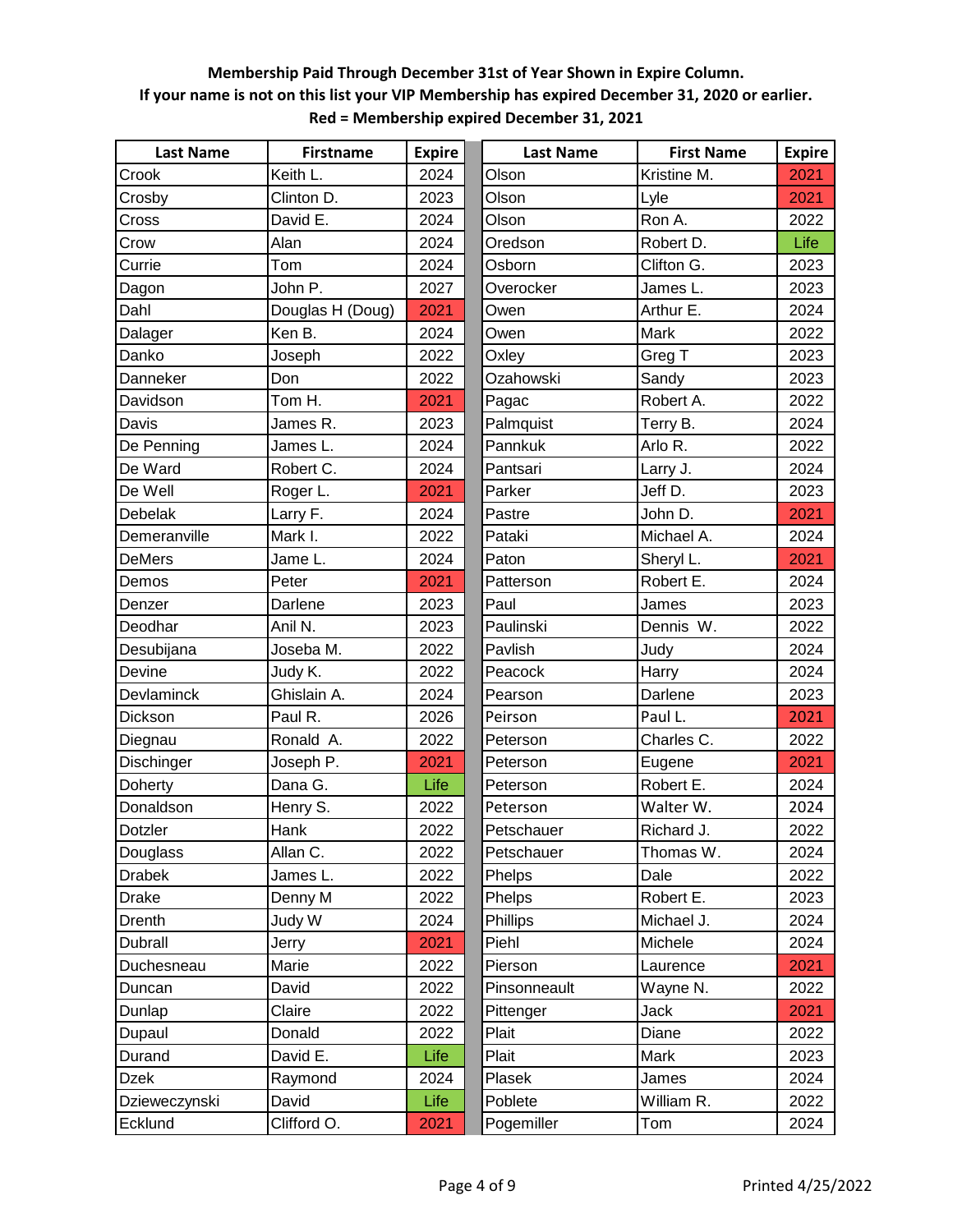**Membership Paid Through December 31st of Year Shown in Expire Column.**
**If your name is not on this list your VIP Membership has expired December 31, 2020 or earlier.**
**Red = Membership expired December 31, 2021**

| Last Name | Firstname | Expire |
|---|---|---|
| Crook | Keith L. | 2024 |
| Crosby | Clinton D. | 2023 |
| Cross | David E. | 2024 |
| Crow | Alan | 2024 |
| Currie | Tom | 2024 |
| Dagon | John P. | 2027 |
| Dahl | Douglas H (Doug) | 2021 |
| Dalager | Ken B. | 2024 |
| Danko | Joseph | 2022 |
| Danneker | Don | 2022 |
| Davidson | Tom H. | 2021 |
| Davis | James R. | 2023 |
| De Penning | James L. | 2024 |
| De Ward | Robert C. | 2024 |
| De Well | Roger L. | 2021 |
| Debelak | Larry F. | 2024 |
| Demeranville | Mark I. | 2022 |
| DeMers | Jame L. | 2024 |
| Demos | Peter | 2021 |
| Denzer | Darlene | 2023 |
| Deodhar | Anil N. | 2023 |
| Desubijana | Joseba M. | 2022 |
| Devine | Judy K. | 2022 |
| Devlaminck | Ghislain A. | 2024 |
| Dickson | Paul R. | 2026 |
| Diegnau | Ronald A. | 2022 |
| Dischinger | Joseph P. | 2021 |
| Doherty | Dana G. | Life |
| Donaldson | Henry S. | 2022 |
| Dotzler | Hank | 2022 |
| Douglass | Allan C. | 2022 |
| Drabek | James L. | 2022 |
| Drake | Denny M | 2022 |
| Drenth | Judy W | 2024 |
| Dubrall | Jerry | 2021 |
| Duchesneau | Marie | 2022 |
| Duncan | David | 2022 |
| Dunlap | Claire | 2022 |
| Dupaul | Donald | 2022 |
| Durand | David E. | Life |
| Dzek | Raymond | 2024 |
| Dzieweczynski | David | Life |
| Ecklund | Clifford O. | 2021 |

| Last Name | First Name | Expire |
|---|---|---|
| Olson | Kristine M. | 2021 |
| Olson | Lyle | 2021 |
| Olson | Ron A. | 2022 |
| Oredson | Robert D. | Life |
| Osborn | Clifton G. | 2023 |
| Overocker | James L. | 2023 |
| Owen | Arthur E. | 2024 |
| Owen | Mark | 2022 |
| Oxley | Greg T | 2023 |
| Ozahowski | Sandy | 2023 |
| Pagac | Robert A. | 2022 |
| Palmquist | Terry B. | 2024 |
| Pannkuk | Arlo R. | 2022 |
| Pantsari | Larry J. | 2024 |
| Parker | Jeff D. | 2023 |
| Pastre | John D. | 2021 |
| Pataki | Michael A. | 2024 |
| Paton | Sheryl L. | 2021 |
| Patterson | Robert E. | 2024 |
| Paul | James | 2023 |
| Paulinski | Dennis W. | 2022 |
| Pavlish | Judy | 2024 |
| Peacock | Harry | 2024 |
| Pearson | Darlene | 2023 |
| Peirson | Paul L. | 2021 |
| Peterson | Charles C. | 2022 |
| Peterson | Eugene | 2021 |
| Peterson | Robert E. | 2024 |
| Peterson | Walter W. | 2024 |
| Petschauer | Richard J. | 2022 |
| Petschauer | Thomas W. | 2024 |
| Phelps | Dale | 2022 |
| Phelps | Robert E. | 2023 |
| Phillips | Michael J. | 2024 |
| Piehl | Michele | 2024 |
| Pierson | Laurence | 2021 |
| Pinsonneault | Wayne N. | 2022 |
| Pittenger | Jack | 2021 |
| Plait | Diane | 2022 |
| Plait | Mark | 2023 |
| Plasek | James | 2024 |
| Poblete | William R. | 2022 |
| Pogemiller | Tom | 2024 |

Printed 4/25/2022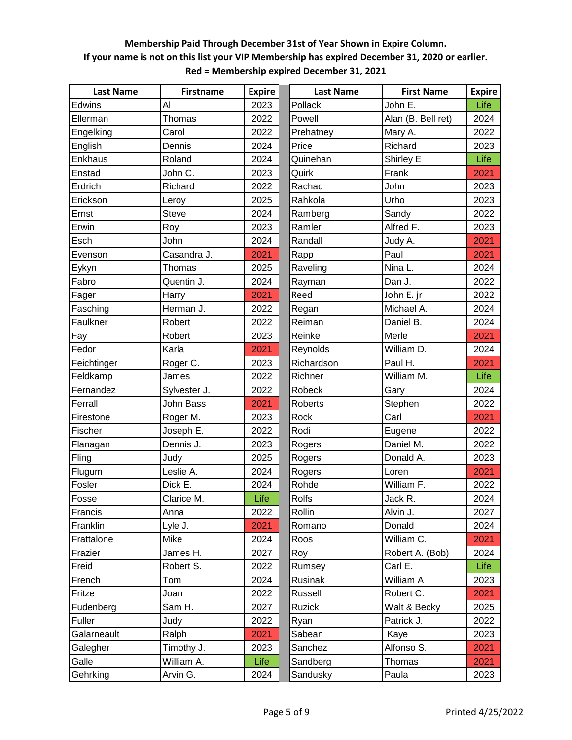**Membership Paid Through December 31st of Year Shown in Expire Column.**
**If your name is not on this list your VIP Membership has expired December 31, 2020 or earlier.**
**Red = Membership expired December 31, 2021**

| Last Name | Firstname | Expire | Last Name | First Name | Expire |
|---|---|---|---|---|---|
| Edwins | Al | 2023 | Pollack | John E. | Life |
| Ellerman | Thomas | 2022 | Powell | Alan (B. Bell ret) | 2024 |
| Engelking | Carol | 2022 | Prehatney | Mary A. | 2022 |
| English | Dennis | 2024 | Price | Richard | 2023 |
| Enkhaus | Roland | 2024 | Quinehan | Shirley E | Life |
| Enstad | John C. | 2023 | Quirk | Frank | 2021 |
| Erdrich | Richard | 2022 | Rachac | John | 2023 |
| Erickson | Leroy | 2025 | Rahkola | Urho | 2023 |
| Ernst | Steve | 2024 | Ramberg | Sandy | 2022 |
| Erwin | Roy | 2023 | Ramler | Alfred F. | 2023 |
| Esch | John | 2024 | Randall | Judy A. | 2021 |
| Evenson | Casandra J. | 2021 | Rapp | Paul | 2021 |
| Eykyn | Thomas | 2025 | Raveling | Nina L. | 2024 |
| Fabro | Quentin J. | 2024 | Rayman | Dan J. | 2022 |
| Fager | Harry | 2021 | Reed | John E. jr | 2022 |
| Fasching | Herman J. | 2022 | Regan | Michael A. | 2024 |
| Faulkner | Robert | 2022 | Reiman | Daniel B. | 2024 |
| Fay | Robert | 2023 | Reinke | Merle | 2021 |
| Fedor | Karla | 2021 | Reynolds | William D. | 2024 |
| Feichtinger | Roger C. | 2023 | Richardson | Paul H. | 2021 |
| Feldkamp | James | 2022 | Richner | William M. | Life |
| Fernandez | Sylvester J. | 2022 | Robeck | Gary | 2024 |
| Ferrall | John Bass | 2021 | Roberts | Stephen | 2022 |
| Firestone | Roger M. | 2023 | Rock | Carl | 2021 |
| Fischer | Joseph E. | 2022 | Rodi | Eugene | 2022 |
| Flanagan | Dennis J. | 2023 | Rogers | Daniel M. | 2022 |
| Fling | Judy | 2025 | Rogers | Donald A. | 2023 |
| Flugum | Leslie A. | 2024 | Rogers | Loren | 2021 |
| Fosler | Dick E. | 2024 | Rohde | William F. | 2022 |
| Fosse | Clarice M. | Life | Rolfs | Jack R. | 2024 |
| Francis | Anna | 2022 | Rollin | Alvin J. | 2027 |
| Franklin | Lyle J. | 2021 | Romano | Donald | 2024 |
| Frattalone | Mike | 2024 | Roos | William C. | 2021 |
| Frazier | James H. | 2027 | Roy | Robert A. (Bob) | 2024 |
| Freid | Robert S. | 2022 | Rumsey | Carl E. | Life |
| French | Tom | 2024 | Rusinak | William A | 2023 |
| Fritze | Joan | 2022 | Russell | Robert C. | 2021 |
| Fudenberg | Sam H. | 2027 | Ruzick | Walt & Becky | 2025 |
| Fuller | Judy | 2022 | Ryan | Patrick J. | 2022 |
| Galarneault | Ralph | 2021 | Sabean | Kaye | 2023 |
| Galegher | Timothy J. | 2023 | Sanchez | Alfonso S. | 2021 |
| Galle | William A. | Life | Sandberg | Thomas | 2021 |
| Gehrking | Arvin G. | 2024 | Sandusky | Paula | 2023 |

Printed 4/25/2022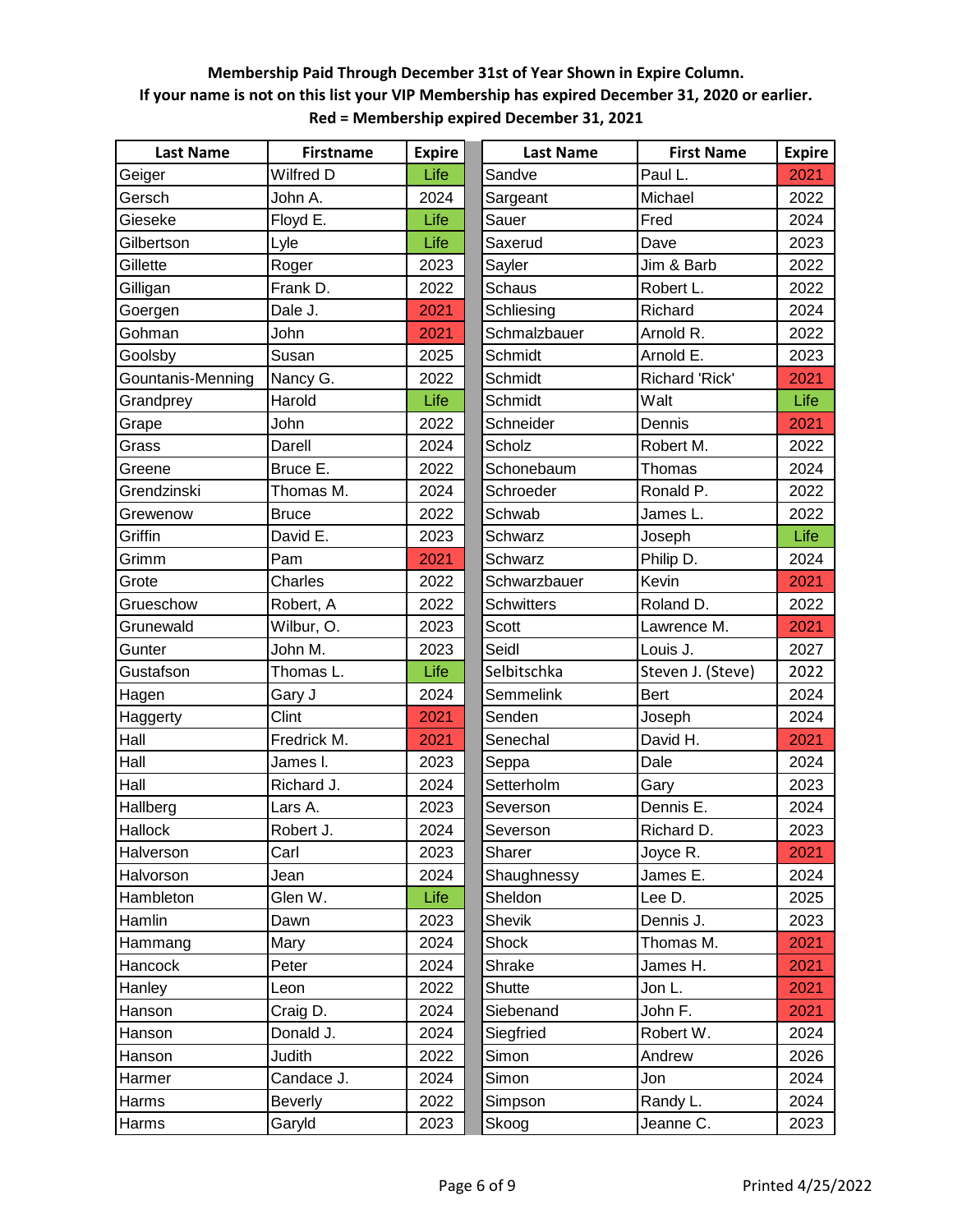**Membership Paid Through December 31st of Year Shown in Expire Column.**
**If your name is not on this list your VIP Membership has expired December 31, 2020 or earlier.**
**Red = Membership expired December 31, 2021**

| Last Name | Firstname | Expire |
|---|---|---|
| Geiger | Wilfred D | Life |
| Gersch | John A. | 2024 |
| Gieseke | Floyd E. | Life |
| Gilbertson | Lyle | Life |
| Gillette | Roger | 2023 |
| Gilligan | Frank D. | 2022 |
| Goergen | Dale J. | 2021 |
| Gohman | John | 2021 |
| Goolsby | Susan | 2025 |
| Gountanis-Menning | Nancy G. | 2022 |
| Grandprey | Harold | Life |
| Grape | John | 2022 |
| Grass | Darell | 2024 |
| Greene | Bruce E. | 2022 |
| Grendzinski | Thomas M. | 2024 |
| Grewenow | Bruce | 2022 |
| Griffin | David E. | 2023 |
| Grimm | Pam | 2021 |
| Grote | Charles | 2022 |
| Grueschow | Robert, A | 2022 |
| Grunewald | Wilbur, O. | 2023 |
| Gunter | John M. | 2023 |
| Gustafson | Thomas L. | Life |
| Hagen | Gary J | 2024 |
| Haggerty | Clint | 2021 |
| Hall | Fredrick M. | 2021 |
| Hall | James I. | 2023 |
| Hall | Richard J. | 2024 |
| Hallberg | Lars A. | 2023 |
| Hallock | Robert J. | 2024 |
| Halverson | Carl | 2023 |
| Halvorson | Jean | 2024 |
| Hambleton | Glen W. | Life |
| Hamlin | Dawn | 2023 |
| Hammang | Mary | 2024 |
| Hancock | Peter | 2024 |
| Hanley | Leon | 2022 |
| Hanson | Craig D. | 2024 |
| Hanson | Donald J. | 2024 |
| Hanson | Judith | 2022 |
| Harmer | Candace J. | 2024 |
| Harms | Beverly | 2022 |
| Harms | Garyld | 2023 |

| Last Name | First Name | Expire |
|---|---|---|
| Sandve | Paul L. | 2021 |
| Sargeant | Michael | 2022 |
| Sauer | Fred | 2024 |
| Saxerud | Dave | 2023 |
| Sayler | Jim & Barb | 2022 |
| Schaus | Robert L. | 2022 |
| Schliesing | Richard | 2024 |
| Schmalzbauer | Arnold R. | 2022 |
| Schmidt | Arnold E. | 2023 |
| Schmidt | Richard 'Rick' | 2021 |
| Schmidt | Walt | Life |
| Schneider | Dennis | 2021 |
| Scholz | Robert M. | 2022 |
| Schonebaum | Thomas | 2024 |
| Schroeder | Ronald P. | 2022 |
| Schwab | James L. | 2022 |
| Schwarz | Joseph | Life |
| Schwarz | Philip D. | 2024 |
| Schwarzbauer | Kevin | 2021 |
| Schwitters | Roland D. | 2022 |
| Scott | Lawrence M. | 2021 |
| Seidl | Louis J. | 2027 |
| Selbitschka | Steven J. (Steve) | 2022 |
| Semmelink | Bert | 2024 |
| Senden | Joseph | 2024 |
| Senechal | David H. | 2021 |
| Seppa | Dale | 2024 |
| Setterholm | Gary | 2023 |
| Severson | Dennis E. | 2024 |
| Severson | Richard D. | 2023 |
| Sharer | Joyce R. | 2021 |
| Shaughnessy | James E. | 2024 |
| Sheldon | Lee D. | 2025 |
| Shevik | Dennis J. | 2023 |
| Shock | Thomas M. | 2021 |
| Shrake | James H. | 2021 |
| Shutte | Jon L. | 2021 |
| Siebenand | John F. | 2021 |
| Siegfried | Robert W. | 2024 |
| Simon | Andrew | 2026 |
| Simon | Jon | 2024 |
| Simpson | Randy L. | 2024 |
| Skoog | Jeanne C. | 2023 |

Printed 4/25/2022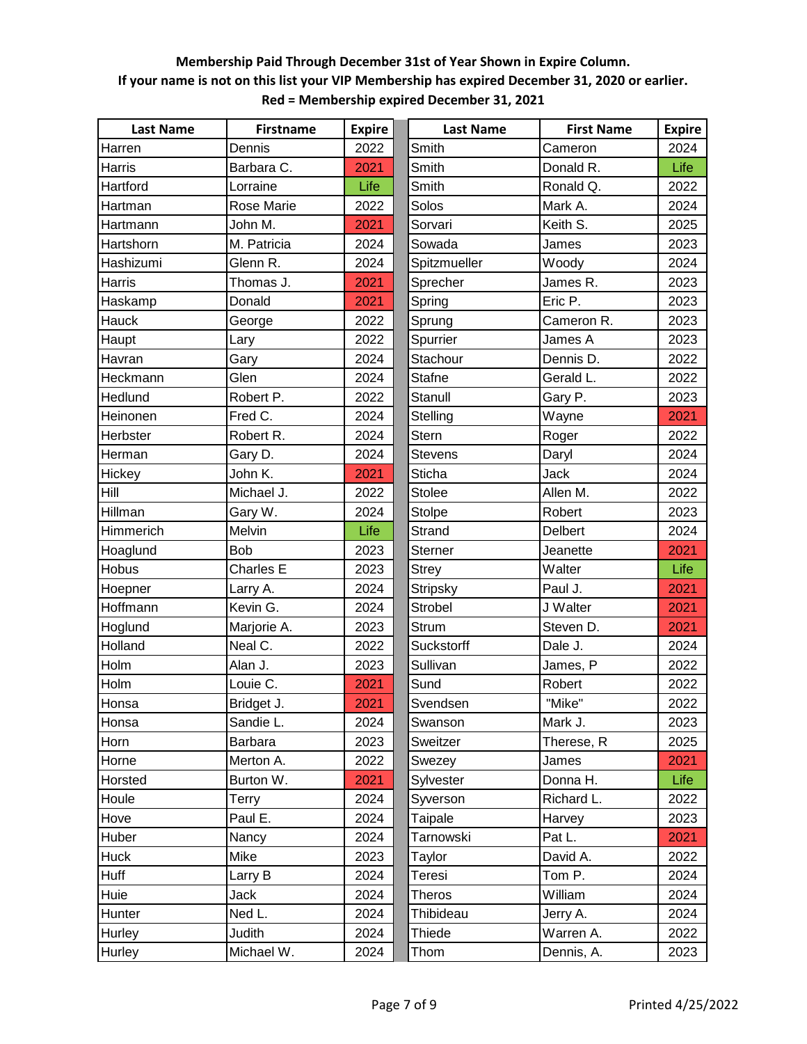**Membership Paid Through December 31st of Year Shown in Expire Column.**

**If your name is not on this list your VIP Membership has expired December 31, 2020 or earlier.**

**Red = Membership expired December 31, 2021**

| Last Name | Firstname | Expire | Last Name | First Name | Expire |
|---|---|---|---|---|---|
| Harren | Dennis | 2022 | Smith | Cameron | 2024 |
| Harris | Barbara C. | 2021 | Smith | Donald R. | Life |
| Hartford | Lorraine | Life | Smith | Ronald Q. | 2022 |
| Hartman | Rose Marie | 2022 | Solos | Mark A. | 2024 |
| Hartmann | John M. | 2021 | Sorvari | Keith S. | 2025 |
| Hartshorn | M. Patricia | 2024 | Sowada | James | 2023 |
| Hashizumi | Glenn R. | 2024 | Spitzmueller | Woody | 2024 |
| Harris | Thomas J. | 2021 | Sprecher | James R. | 2023 |
| Haskamp | Donald | 2021 | Spring | Eric P. | 2023 |
| Hauck | George | 2022 | Sprung | Cameron R. | 2023 |
| Haupt | Lary | 2022 | Spurrier | James A | 2023 |
| Havran | Gary | 2024 | Stachour | Dennis D. | 2022 |
| Heckmann | Glen | 2024 | Stafne | Gerald L. | 2022 |
| Hedlund | Robert P. | 2022 | Stanull | Gary P. | 2023 |
| Heinonen | Fred C. | 2024 | Stelling | Wayne | 2021 |
| Herbster | Robert R. | 2024 | Stern | Roger | 2022 |
| Herman | Gary D. | 2024 | Stevens | Daryl | 2024 |
| Hickey | John K. | 2021 | Sticha | Jack | 2024 |
| Hill | Michael J. | 2022 | Stolee | Allen M. | 2022 |
| Hillman | Gary W. | 2024 | Stolpe | Robert | 2023 |
| Himmerich | Melvin | Life | Strand | Delbert | 2024 |
| Hoaglund | Bob | 2023 | Sterner | Jeanette | 2021 |
| Hobus | Charles E | 2023 | Strey | Walter | Life |
| Hoepner | Larry A. | 2024 | Stripsky | Paul J. | 2021 |
| Hoffmann | Kevin G. | 2024 | Strobel | J Walter | 2021 |
| Hoglund | Marjorie A. | 2023 | Strum | Steven D. | 2021 |
| Holland | Neal C. | 2022 | Suckstorff | Dale J. | 2024 |
| Holm | Alan J. | 2023 | Sullivan | James, P | 2022 |
| Holm | Louie C. | 2021 | Sund | Robert | 2022 |
| Honsa | Bridget J. | 2021 | Svendsen | "Mike" | 2022 |
| Honsa | Sandie L. | 2024 | Swanson | Mark J. | 2023 |
| Horn | Barbara | 2023 | Sweitzer | Therese, R | 2025 |
| Horne | Merton A. | 2022 | Swezey | James | 2021 |
| Horsted | Burton W. | 2021 | Sylvester | Donna H. | Life |
| Houle | Terry | 2024 | Syverson | Richard L. | 2022 |
| Hove | Paul E. | 2024 | Taipale | Harvey | 2023 |
| Huber | Nancy | 2024 | Tarnowski | Pat L. | 2021 |
| Huck | Mike | 2023 | Taylor | David A. | 2022 |
| Huff | Larry B | 2024 | Teresi | Tom P. | 2024 |
| Huie | Jack | 2024 | Theros | William | 2024 |
| Hunter | Ned L. | 2024 | Thibideau | Jerry A. | 2024 |
| Hurley | Judith | 2024 | Thiede | Warren A. | 2022 |
| Hurley | Michael W. | 2024 | Thom | Dennis, A. | 2023 |

Printed 4/25/2022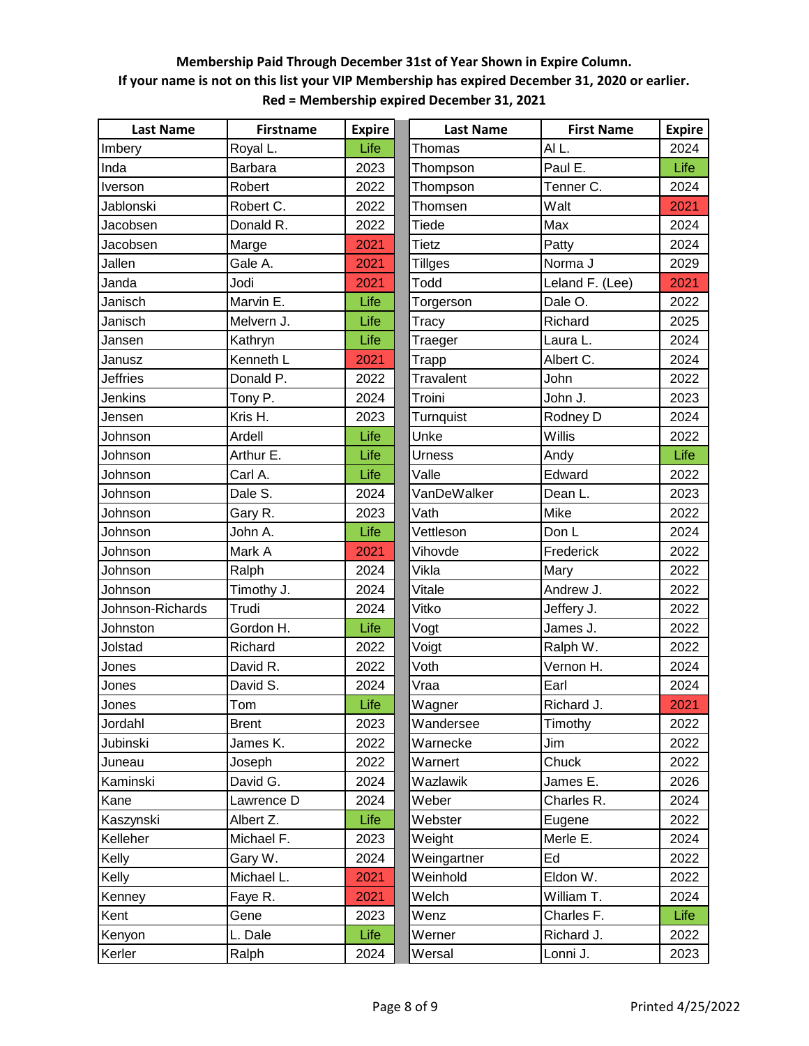**Membership Paid Through December 31st of Year Shown in Expire Column.**
**If your name is not on this list your VIP Membership has expired December 31, 2020 or earlier.**
**Red = Membership expired December 31, 2021**

| Last Name | Firstname | Expire |
|---|---|---|
| Imbery | Royal L. | Life |
| Inda | Barbara | 2023 |
| Iverson | Robert | 2022 |
| Jablonski | Robert C. | 2022 |
| Jacobsen | Donald R. | 2022 |
| Jacobsen | Marge | 2021 |
| Jallen | Gale A. | 2021 |
| Janda | Jodi | 2021 |
| Janisch | Marvin E. | Life |
| Janisch | Melvern J. | Life |
| Jansen | Kathryn | Life |
| Janusz | Kenneth L | 2021 |
| Jeffries | Donald P. | 2022 |
| Jenkins | Tony P. | 2024 |
| Jensen | Kris H. | 2023 |
| Johnson | Ardell | Life |
| Johnson | Arthur E. | Life |
| Johnson | Carl A. | Life |
| Johnson | Dale S. | 2024 |
| Johnson | Gary R. | 2023 |
| Johnson | John A. | Life |
| Johnson | Mark A | 2021 |
| Johnson | Ralph | 2024 |
| Johnson | Timothy J. | 2024 |
| Johnson-Richards | Trudi | 2024 |
| Johnston | Gordon H. | Life |
| Jolstad | Richard | 2022 |
| Jones | David R. | 2022 |
| Jones | David S. | 2024 |
| Jones | Tom | Life |
| Jordahl | Brent | 2023 |
| Jubinski | James K. | 2022 |
| Juneau | Joseph | 2022 |
| Kaminski | David G. | 2024 |
| Kane | Lawrence D | 2024 |
| Kaszynski | Albert Z. | Life |
| Kelleher | Michael F. | 2023 |
| Kelly | Gary W. | 2024 |
| Kelly | Michael L. | 2021 |
| Kenney | Faye R. | 2021 |
| Kent | Gene | 2023 |
| Kenyon | L. Dale | Life |
| Kerler | Ralph | 2024 |

| Last Name | First Name | Expire |
|---|---|---|
| Thomas | Al L. | 2024 |
| Thompson | Paul E. | Life |
| Thompson | Tenner C. | 2024 |
| Thomsen | Walt | 2021 |
| Tiede | Max | 2024 |
| Tietz | Patty | 2024 |
| Tillges | Norma J | 2029 |
| Todd | Leland F. (Lee) | 2021 |
| Torgerson | Dale O. | 2022 |
| Tracy | Richard | 2025 |
| Traeger | Laura L. | 2024 |
| Trapp | Albert C. | 2024 |
| Travalent | John | 2022 |
| Troini | John J. | 2023 |
| Turnquist | Rodney D | 2024 |
| Unke | Willis | 2022 |
| Urness | Andy | Life |
| Valle | Edward | 2022 |
| VanDeWalker | Dean L. | 2023 |
| Vath | Mike | 2022 |
| Vettleson | Don L | 2024 |
| Vihovde | Frederick | 2022 |
| Vikla | Mary | 2022 |
| Vitale | Andrew J. | 2022 |
| Vitko | Jeffery J. | 2022 |
| Vogt | James J. | 2022 |
| Voigt | Ralph W. | 2022 |
| Voth | Vernon H. | 2024 |
| Vraa | Earl | 2024 |
| Wagner | Richard J. | 2021 |
| Wandersee | Timothy | 2022 |
| Warnecke | Jim | 2022 |
| Warnert | Chuck | 2022 |
| Wazlawik | James E. | 2026 |
| Weber | Charles R. | 2024 |
| Webster | Eugene | 2022 |
| Weight | Merle E. | 2024 |
| Weingartner | Ed | 2022 |
| Weinhold | Eldon W. | 2022 |
| Welch | William T. | 2024 |
| Wenz | Charles F. | Life |
| Werner | Richard J. | 2022 |
| Wersal | Lonni J. | 2023 |

Printed 4/25/2022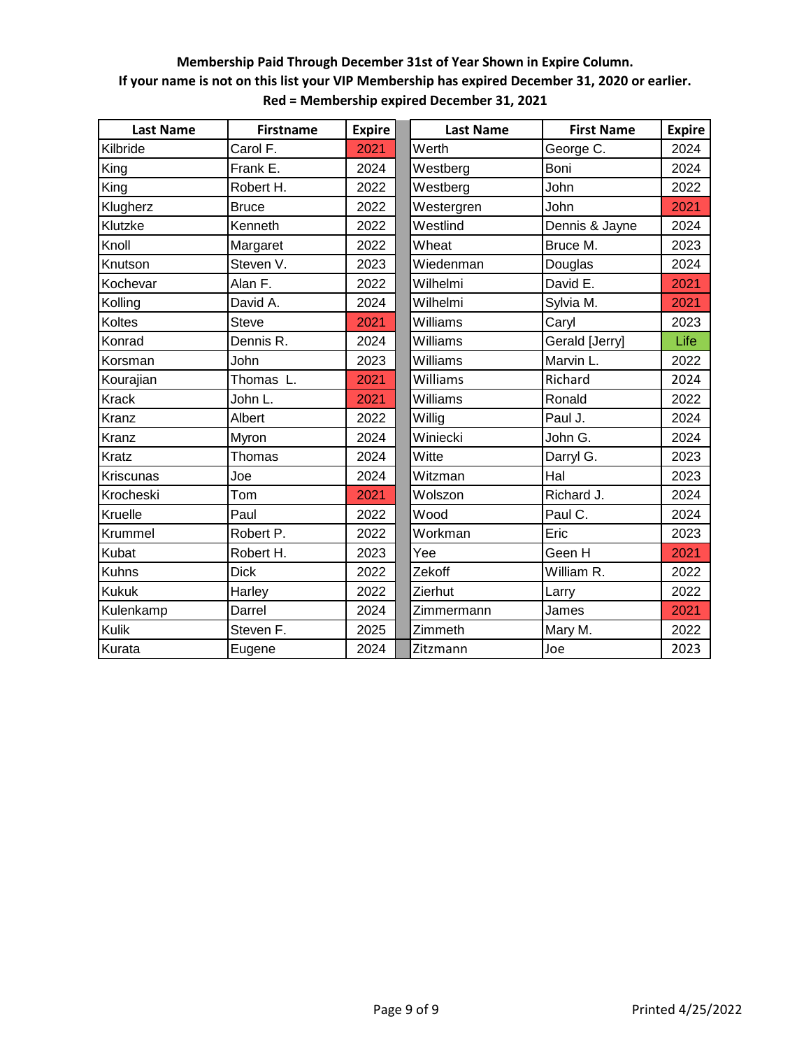**Membership Paid Through December 31st of Year Shown in Expire Column.**
**If your name is not on this list your VIP Membership has expired December 31, 2020 or earlier.**
**Red = Membership expired December 31, 2021**

| Last Name | Firstname | Expire |
|---|---|---|
| Kilbride | Carol F. | 2021 |
| King | Frank E. | 2024 |
| King | Robert H. | 2022 |
| Klugherz | Bruce | 2022 |
| Klutzke | Kenneth | 2022 |
| Knoll | Margaret | 2022 |
| Knutson | Steven V. | 2023 |
| Kochevar | Alan F. | 2022 |
| Kolling | David A. | 2024 |
| Koltes | Steve | 2021 |
| Konrad | Dennis R. | 2024 |
| Korsman | John | 2023 |
| Kourajian | Thomas L. | 2021 |
| Krack | John L. | 2021 |
| Kranz | Albert | 2022 |
| Kranz | Myron | 2024 |
| Kratz | Thomas | 2024 |
| Kriscunas | Joe | 2024 |
| Krocheski | Tom | 2021 |
| Kruelle | Paul | 2022 |
| Krummel | Robert P. | 2022 |
| Kubat | Robert H. | 2023 |
| Kuhns | Dick | 2022 |
| Kukuk | Harley | 2022 |
| Kulenkamp | Darrel | 2024 |
| Kulik | Steven F. | 2025 |
| Kurata | Eugene | 2024 |

| Last Name | First Name | Expire |
|---|---|---|
| Werth | George C. | 2024 |
| Westberg | Boni | 2024 |
| Westberg | John | 2022 |
| Westergren | John | 2021 |
| Westlind | Dennis & Jayne | 2024 |
| Wheat | Bruce M. | 2023 |
| Wiedenman | Douglas | 2024 |
| Wilhelmi | David E. | 2021 |
| Wilhelmi | Sylvia M. | 2021 |
| Williams | Caryl | 2023 |
| Williams | Gerald [Jerry] | Life |
| Williams | Marvin L. | 2022 |
| Williams | Richard | 2024 |
| Williams | Ronald | 2022 |
| Willig | Paul J. | 2024 |
| Winiecki | John G. | 2024 |
| Witte | Darryl G. | 2023 |
| Witzman | Hal | 2023 |
| Wolszon | Richard J. | 2024 |
| Wood | Paul C. | 2024 |
| Workman | Eric | 2023 |
| Yee | Geen H | 2021 |
| Zekoff | William R. | 2022 |
| Zierhut | Larry | 2022 |
| Zimmermann | James | 2021 |
| Zimmeth | Mary M. | 2022 |
| Zitzmann | Joe | 2023 |

Printed 4/25/2022